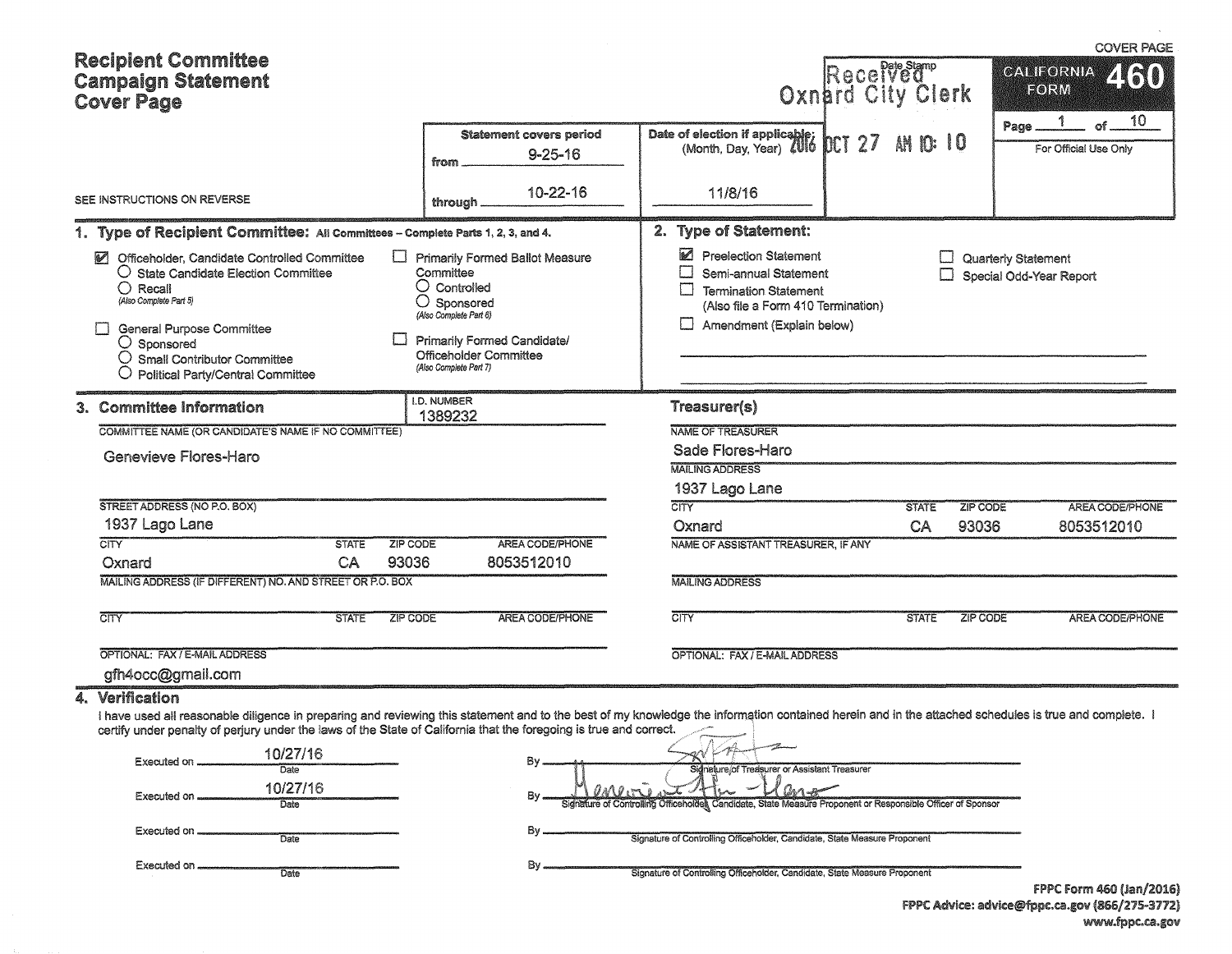# Recipient Committee Campaign Statement Cover Page

COVER PAGE

**CALIFORNIA FORM 460**

Page 1 of 10

For Official Use Only

Date Stamp: Received Oxnard City Clerk 2016 OCT 27 AM 10:10

SEE INSTRUCTIONS ON REVERSE

| Statement covers period | Date of election if applicable: (Month, Day, Year) |
|---|---|
| from 9-25-16 | |
| through 10-22-16 | 11/8/16 |

## 1. Type of Recipient Committee: All Committees – Complete Parts 1, 2, 3, and 4.

- [x] Officeholder, Candidate Controlled Committee
  - ○ State Candidate Election Committee
  - ○ Recall (Also Complete Part 5)
- [ ] General Purpose Committee
  - ○ Sponsored
  - ○ Small Contributor Committee
  - ○ Political Party/Central Committee
- [ ] Primarily Formed Ballot Measure Committee
  - ○ Controlled
  - ○ Sponsored (Also Complete Part 6)
- [ ] Primarily Formed Candidate/Officeholder Committee (Also Complete Part 7)

## 2. Type of Statement:

- [x] Preelection Statement
- [ ] Semi-annual Statement
- [ ] Termination Statement (Also file a Form 410 Termination)
- [ ] Amendment (Explain below)
- [ ] Quarterly Statement
- [ ] Special Odd-Year Report

## 3. Committee Information

I.D. NUMBER: 1389232

COMMITTEE NAME (OR CANDIDATE'S NAME IF NO COMMITTEE): Genevieve Flores-Haro

STREET ADDRESS (NO P.O. BOX): 1937 Lago Lane

| CITY | STATE | ZIP CODE | AREA CODE/PHONE |
|---|---|---|---|
| Oxnard | CA | 93036 | 8053512010 |

MAILING ADDRESS (IF DIFFERENT) NO. AND STREET OR P.O. BOX:

| CITY | STATE | ZIP CODE | AREA CODE/PHONE |
|---|---|---|---|
| | | | |

OPTIONAL: FAX / E-MAIL ADDRESS: gfh4occ@gmail.com

### Treasurer(s)

NAME OF TREASURER: Sade Flores-Haro

MAILING ADDRESS: 1937 Lago Lane

| CITY | STATE | ZIP CODE | AREA CODE/PHONE |
|---|---|---|---|
| Oxnard | CA | 93036 | 8053512010 |

NAME OF ASSISTANT TREASURER, IF ANY:

MAILING ADDRESS:

| CITY | STATE | ZIP CODE | AREA CODE/PHONE |
|---|---|---|---|
| | | | |

OPTIONAL: FAX / E-MAIL ADDRESS:

## 4. Verification

I have used all reasonable diligence in preparing and reviewing this statement and to the best of my knowledge the information contained herein and in the attached schedules is true and complete. I certify under penalty of perjury under the laws of the State of California that the foregoing is true and correct.

| Executed on | By |
|---|---|
| 10/27/16 (Date) | [signature] Signature of Treasurer or Assistant Treasurer |
| 10/27/16 (Date) | [signature] Genevieve Flores-Haro — Signature of Controlling Officeholder, Candidate, State Measure Proponent or Responsible Officer of Sponsor |
| (Date) | Signature of Controlling Officeholder, Candidate, State Measure Proponent |
| (Date) | Signature of Controlling Officeholder, Candidate, State Measure Proponent |

FPPC Form 460 (Jan/2016)
FPPC Advice: advice@fppc.ca.gov (866/275-3772)
www.fppc.ca.gov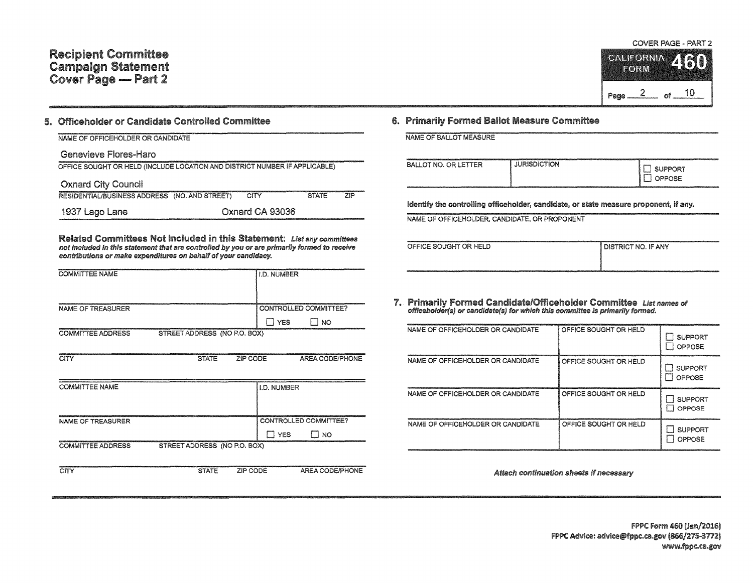# Recipient Committee Campaign Statement Cover Page — Part 2

COVER PAGE - PART 2

CALIFORNIA FORM **460**

Page 2 of 10

## 5. Officeholder or Candidate Controlled Committee

NAME OF OFFICEHOLDER OR CANDIDATE

Genevieve Flores-Haro

OFFICE SOUGHT OR HELD (INCLUDE LOCATION AND DISTRICT NUMBER IF APPLICABLE)

Oxnard City Council

| RESIDENTIAL/BUSINESS ADDRESS (NO. AND STREET) | CITY | STATE | ZIP |
|---|---|---|---|
| 1937 Lago Lane | Oxnard | CA | 93036 |

**Related Committees Not Included in this Statement:** *List any committees not included in this statement that are controlled by you or are primarily formed to receive contributions or make expenditures on behalf of your candidacy.*

| COMMITTEE NAME | I.D. NUMBER |
|---|---|
| | |
| NAME OF TREASURER | CONTROLLED COMMITTEE? ☐ YES ☐ NO |
| COMMITTEE ADDRESS — STREET ADDRESS (NO P.O. BOX) | |
| CITY / STATE / ZIP CODE / AREA CODE/PHONE | |

| COMMITTEE NAME | I.D. NUMBER |
|---|---|
| | |
| NAME OF TREASURER | CONTROLLED COMMITTEE? ☐ YES ☐ NO |
| COMMITTEE ADDRESS — STREET ADDRESS (NO P.O. BOX) | |
| CITY / STATE / ZIP CODE / AREA CODE/PHONE | |

## 6. Primarily Formed Ballot Measure Committee

NAME OF BALLOT MEASURE

| BALLOT NO. OR LETTER | JURISDICTION | ☐ SUPPORT ☐ OPPOSE |
|---|---|---|
| | | |

**Identify the controlling officeholder, candidate, or state measure proponent, if any.**

NAME OF OFFICEHOLDER, CANDIDATE, OR PROPONENT

| OFFICE SOUGHT OR HELD | DISTRICT NO. IF ANY |
|---|---|
| | |

## 7. Primarily Formed Candidate/Officeholder Committee

*List names of officeholder(s) or candidate(s) for which this committee is primarily formed.*

| NAME OF OFFICEHOLDER OR CANDIDATE | OFFICE SOUGHT OR HELD | |
|---|---|---|
| | | ☐ SUPPORT ☐ OPPOSE |
| | | ☐ SUPPORT ☐ OPPOSE |
| | | ☐ SUPPORT ☐ OPPOSE |
| | | ☐ SUPPORT ☐ OPPOSE |

*Attach continuation sheets if necessary*

FPPC Form 460 (Jan/2016)
FPPC Advice: advice@fppc.ca.gov (866/275-3772)
www.fppc.ca.gov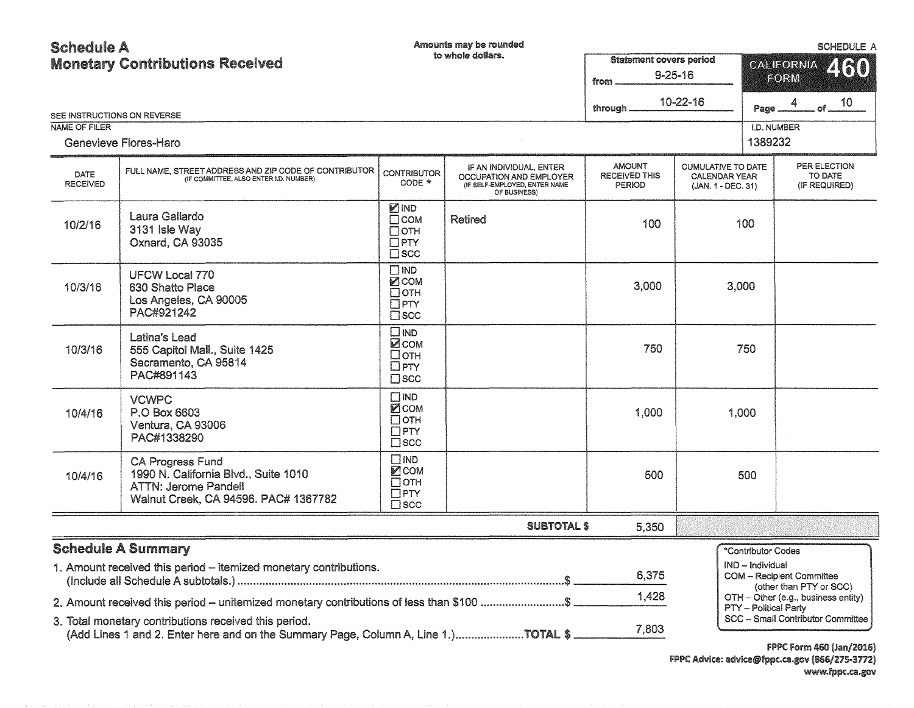# Schedule A
## Monetary Contributions Received

Amounts may be rounded to whole dollars.

SCHEDULE A

Statement covers period from 9-25-16 through 10-22-16

CALIFORNIA FORM 460

Page 4 of 10

SEE INSTRUCTIONS ON REVERSE

NAME OF FILER: Genevieve Flores-Haro

I.D. NUMBER: 1389232

| DATE RECEIVED | FULL NAME, STREET ADDRESS AND ZIP CODE OF CONTRIBUTOR (IF COMMITTEE, ALSO ENTER I.D. NUMBER) | CONTRIBUTOR CODE * | IF AN INDIVIDUAL, ENTER OCCUPATION AND EMPLOYER (IF SELF-EMPLOYED, ENTER NAME OF BUSINESS) | AMOUNT RECEIVED THIS PERIOD | CUMULATIVE TO DATE CALENDAR YEAR (JAN. 1 - DEC. 31) | PER ELECTION TO DATE (IF REQUIRED) |
|---|---|---|---|---|---|---|
| 10/2/16 | Laura Gallardo<br>3131 Isle Way<br>Oxnard, CA 93035 | ☑ IND<br>☐ COM<br>☐ OTH<br>☐ PTY<br>☐ SCC | Retired | 100 | 100 | |
| 10/3/16 | UFCW Local 770<br>630 Shatto Place<br>Los Angeles, CA 90005<br>PAC#921242 | ☐ IND<br>☑ COM<br>☐ OTH<br>☐ PTY<br>☐ SCC | | 3,000 | 3,000 | |
| 10/3/16 | Latina's Lead<br>555 Capitol Mall., Suite 1425<br>Sacramento, CA 95814<br>PAC#891143 | ☐ IND<br>☑ COM<br>☐ OTH<br>☐ PTY<br>☐ SCC | | 750 | 750 | |
| 10/4/16 | VCWPC<br>P.O Box 6603<br>Ventura, CA 93006<br>PAC#1338290 | ☐ IND<br>☑ COM<br>☐ OTH<br>☐ PTY<br>☐ SCC | | 1,000 | 1,000 | |
| 10/4/16 | CA Progress Fund<br>1990 N. California Blvd., Suite 1010<br>ATTN: Jerome Pandell<br>Walnut Creek, CA 94596. PAC# 1367782 | ☐ IND<br>☑ COM<br>☐ OTH<br>☐ PTY<br>☐ SCC | | 500 | 500 | |
| | | | SUBTOTAL $ | 5,350 | | |

## Schedule A Summary

1. Amount received this period – itemized monetary contributions. (Include all Schedule A subtotals.) ............ $ 6,375
2. Amount received this period – unitemized monetary contributions of less than $100 ............ $ 1,428
3. Total monetary contributions received this period. (Add Lines 1 and 2. Enter here and on the Summary Page, Column A, Line 1.) ............ TOTAL $ 7,803

*Contributor Codes
- IND – Individual
- COM – Recipient Committee (other than PTY or SCC)
- OTH – Other (e.g., business entity)
- PTY – Political Party
- SCC – Small Contributor Committee

FPPC Form 460 (Jan/2016)
FPPC Advice: advice@fppc.ca.gov (866/275-3772)
www.fppc.ca.gov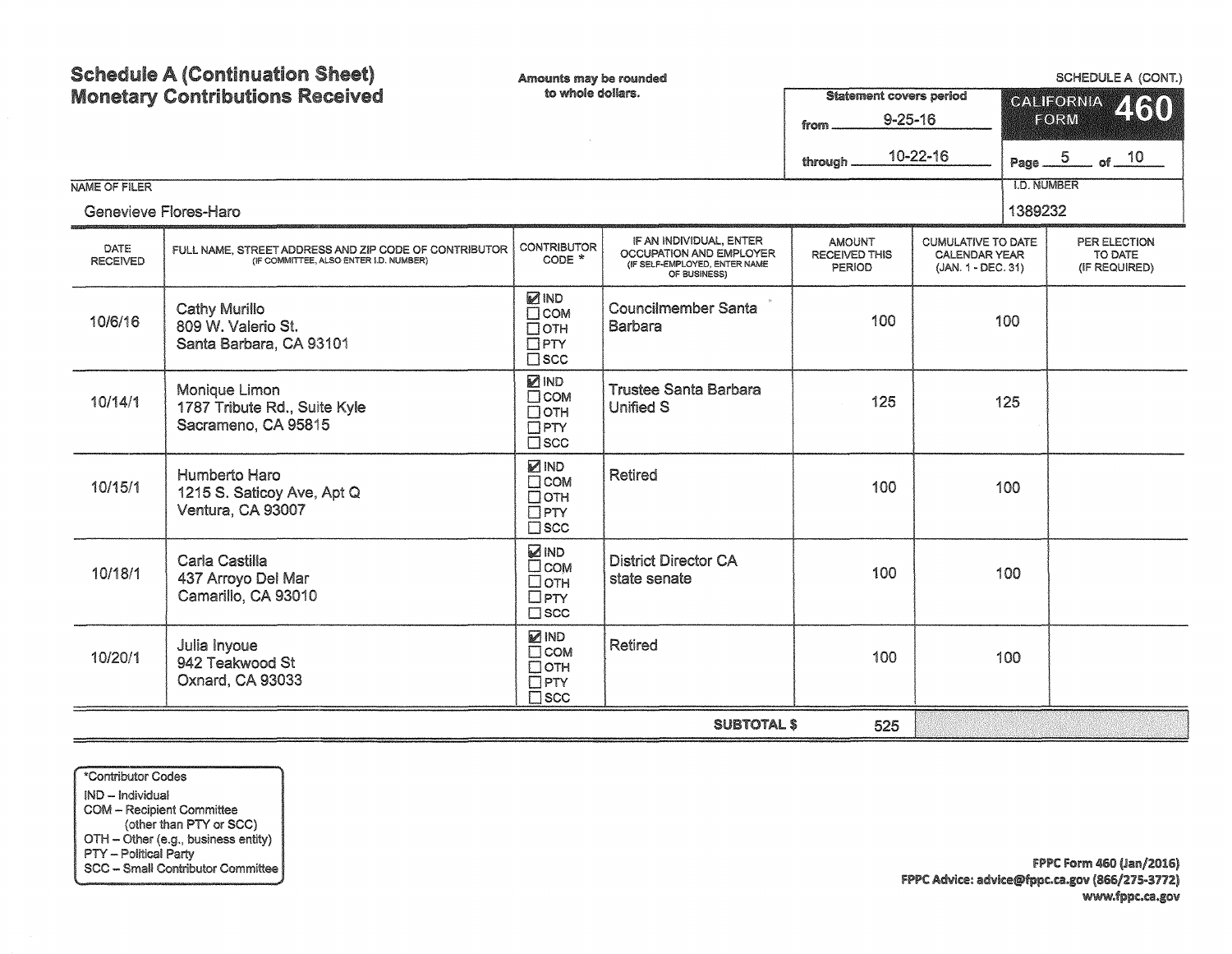# Schedule A (Continuation Sheet)
# Monetary Contributions Received

Amounts may be rounded to whole dollars.

SCHEDULE A (CONT.)

**CALIFORNIA FORM 460**

Statement covers period from 9-25-16 through 10-22-16

Page 5 of 10

NAME OF FILER: Genevieve Flores-Haro

I.D. NUMBER: 1389232

| DATE RECEIVED | FULL NAME, STREET ADDRESS AND ZIP CODE OF CONTRIBUTOR (IF COMMITTEE, ALSO ENTER I.D. NUMBER) | CONTRIBUTOR CODE * | IF AN INDIVIDUAL, ENTER OCCUPATION AND EMPLOYER (IF SELF-EMPLOYED, ENTER NAME OF BUSINESS) | AMOUNT RECEIVED THIS PERIOD | CUMULATIVE TO DATE CALENDAR YEAR (JAN. 1 - DEC. 31) | PER ELECTION TO DATE (IF REQUIRED) |
|---|---|---|---|---|---|---|
| 10/6/16 | Cathy Murillo<br>809 W. Valerio St.<br>Santa Barbara, CA 93101 | ☑ IND ☐ COM ☐ OTH ☐ PTY ☐ SCC | Councilmember Santa Barbara | 100 | 100 | |
| 10/14/1 | Monique Limon<br>1787 Tribute Rd., Suite Kyle<br>Sacrameno, CA 95815 | ☑ IND ☐ COM ☐ OTH ☐ PTY ☐ SCC | Trustee Santa Barbara Unified S | 125 | 125 | |
| 10/15/1 | Humberto Haro<br>1215 S. Saticoy Ave, Apt Q<br>Ventura, CA 93007 | ☑ IND ☐ COM ☐ OTH ☐ PTY ☐ SCC | Retired | 100 | 100 | |
| 10/18/1 | Carla Castilla<br>437 Arroyo Del Mar<br>Camarillo, CA 93010 | ☑ IND ☐ COM ☐ OTH ☐ PTY ☐ SCC | District Director CA state senate | 100 | 100 | |
| 10/20/1 | Julia Inyoue<br>942 Teakwood St<br>Oxnard, CA 93033 | ☑ IND ☐ COM ☐ OTH ☐ PTY ☐ SCC | Retired | 100 | 100 | |
| | | | **SUBTOTAL $** | 525 | | |

*Contributor Codes
- IND – Individual
- COM – Recipient Committee (other than PTY or SCC)
- OTH – Other (e.g., business entity)
- PTY – Political Party
- SCC – Small Contributor Committee

FPPC Form 460 (Jan/2016)
FPPC Advice: advice@fppc.ca.gov (866/275-3772)
www.fppc.ca.gov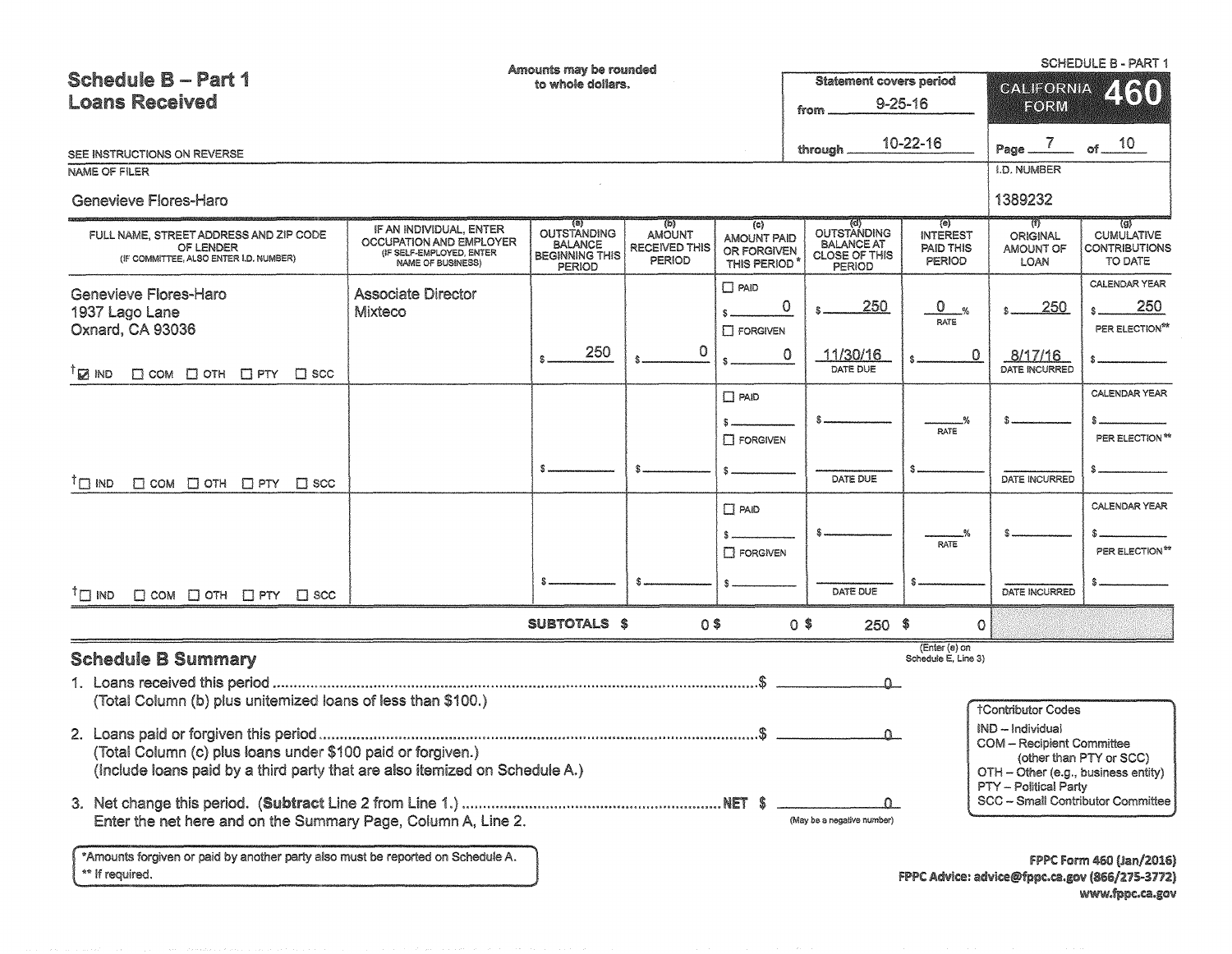# Schedule B – Part 1
## Loans Received

Amounts may be rounded to whole dollars.

SCHEDULE B - PART 1

CALIFORNIA FORM **460**

Statement covers period from 9-25-16 through 10-22-16

Page 7 of 10

SEE INSTRUCTIONS ON REVERSE

NAME OF FILER: Genevieve Flores-Haro

I.D. NUMBER: 1389232

| FULL NAME, STREET ADDRESS AND ZIP CODE OF LENDER (IF COMMITTEE, ALSO ENTER I.D. NUMBER) | IF AN INDIVIDUAL, ENTER OCCUPATION AND EMPLOYER (IF SELF-EMPLOYED, ENTER NAME OF BUSINESS) | (a) OUTSTANDING BALANCE BEGINNING THIS PERIOD | (b) AMOUNT RECEIVED THIS PERIOD | (c) AMOUNT PAID OR FORGIVEN THIS PERIOD* | (d) OUTSTANDING BALANCE AT CLOSE OF THIS PERIOD | (e) INTEREST PAID THIS PERIOD | (f) ORIGINAL AMOUNT OF LOAN | (g) CUMULATIVE CONTRIBUTIONS TO DATE |
|---|---|---|---|---|---|---|---|---|
| Genevieve Flores-Haro<br>1937 Lago Lane<br>Oxnard, CA 93036<br>†☑ IND ☐ COM ☐ OTH ☐ PTY ☐ SCC | Associate Director<br>Mixteco | $ 250 | $ 0 | ☐ PAID $ 0<br>☐ FORGIVEN $ 0 | $ 250<br>11/30/16 DATE DUE | 0 % RATE<br>$ 0 | $ 250<br>8/17/16 DATE INCURRED | CALENDAR YEAR $ 250<br>PER ELECTION** $ |
| †☐ IND ☐ COM ☐ OTH ☐ PTY ☐ SCC | | $ | $ | ☐ PAID $<br>☐ FORGIVEN $ | $<br>DATE DUE | % RATE<br>$ | $<br>DATE INCURRED | CALENDAR YEAR $<br>PER ELECTION** $ |
| †☐ IND ☐ COM ☐ OTH ☐ PTY ☐ SCC | | $ | $ | ☐ PAID $<br>☐ FORGIVEN $ | $<br>DATE DUE | % RATE<br>$ | $<br>DATE INCURRED | CALENDAR YEAR $<br>PER ELECTION** $ |
| | **SUBTOTALS** | | $ 0 | $ 0 | $ 250 | $ 0 (Enter (e) on Schedule E, Line 3) | | |

## Schedule B Summary

1. Loans received this period ............................................ $ 0
   (Total Column (b) plus unitemized loans of less than $100.)
2. Loans paid or forgiven this period ............................................ $ 0
   (Total Column (c) plus loans under $100 paid or forgiven.)
   (Include loans paid by a third party that are also itemized on Schedule A.)
3. Net change this period. (**Subtract** Line 2 from Line 1.) ............................................ NET $ 0
   Enter the net here and on the Summary Page, Column A, Line 2. (May be a negative number)

†Contributor Codes
- IND – Individual
- COM – Recipient Committee (other than PTY or SCC)
- OTH – Other (e.g., business entity)
- PTY – Political Party
- SCC – Small Contributor Committee

*Amounts forgiven or paid by another party also must be reported on Schedule A.
** If required.

FPPC Form 460 (Jan/2016)
FPPC Advice: advice@fppc.ca.gov (866/275-3772)
www.fppc.ca.gov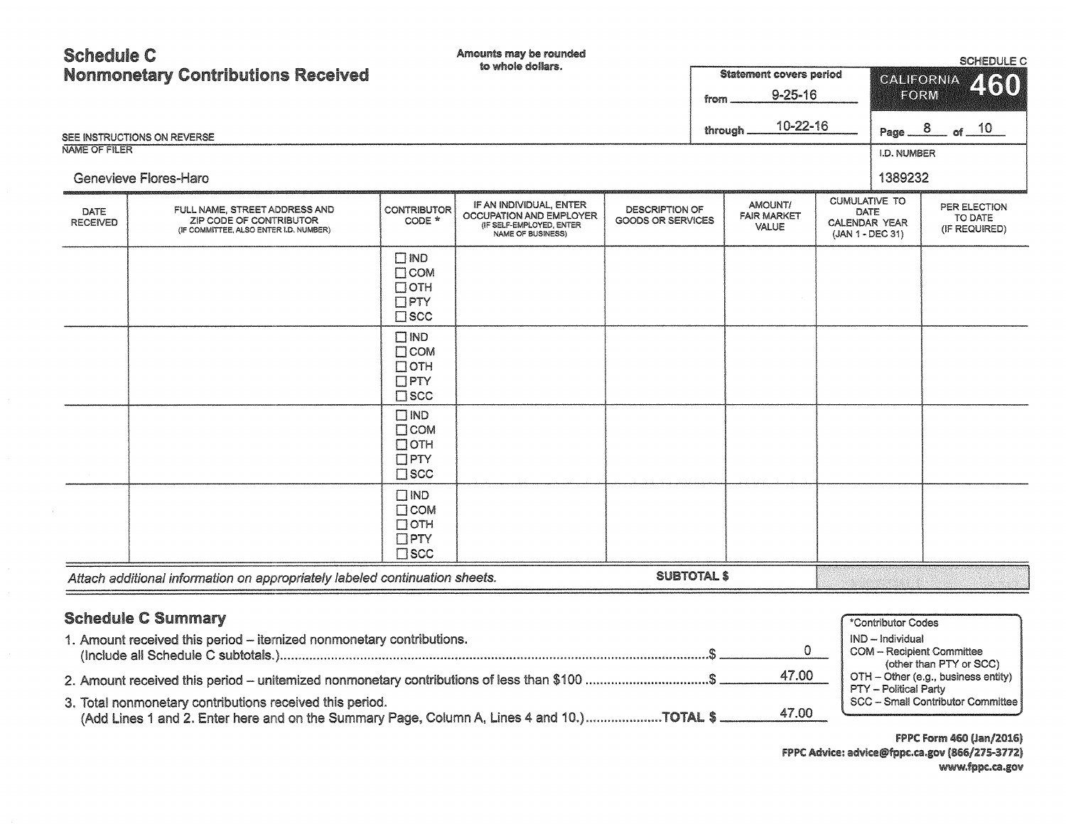# Schedule C
## Nonmonetary Contributions Received

Amounts may be rounded to whole dollars.

SCHEDULE C

| Statement covers period | |
|---|---|
| from | 9-25-16 |
| through | 10-22-16 |

CALIFORNIA FORM **460**

Page 8 of 10

SEE INSTRUCTIONS ON REVERSE

NAME OF FILER: Genevieve Flores-Haro

I.D. NUMBER: 1389232

| DATE RECEIVED | FULL NAME, STREET ADDRESS AND ZIP CODE OF CONTRIBUTOR (IF COMMITTEE, ALSO ENTER I.D. NUMBER) | CONTRIBUTOR CODE * | IF AN INDIVIDUAL, ENTER OCCUPATION AND EMPLOYER (IF SELF-EMPLOYED, ENTER NAME OF BUSINESS) | DESCRIPTION OF GOODS OR SERVICES | AMOUNT/ FAIR MARKET VALUE | CUMULATIVE TO DATE CALENDAR YEAR (JAN 1 - DEC 31) | PER ELECTION TO DATE (IF REQUIRED) |
|---|---|---|---|---|---|---|---|
| | | ☐ IND ☐ COM ☐ OTH ☐ PTY ☐ SCC | | | | | |
| | | ☐ IND ☐ COM ☐ OTH ☐ PTY ☐ SCC | | | | | |
| | | ☐ IND ☐ COM ☐ OTH ☐ PTY ☐ SCC | | | | | |
| | | ☐ IND ☐ COM ☐ OTH ☐ PTY ☐ SCC | | | | | |
| *Attach additional information on appropriately labeled continuation sheets.* | | | | **SUBTOTAL $** | | | |

## Schedule C Summary

1. Amount received this period – itemized nonmonetary contributions. (Include all Schedule C subtotals.) ..... $ 0
2. Amount received this period – unitemized nonmonetary contributions of less than $100 ..... $ 47.00
3. Total nonmonetary contributions received this period. (Add Lines 1 and 2. Enter here and on the Summary Page, Column A, Lines 4 and 10.) ..... **TOTAL $** 47.00

*Contributor Codes
- IND – Individual
- COM – Recipient Committee (other than PTY or SCC)
- OTH – Other (e.g., business entity)
- PTY – Political Party
- SCC – Small Contributor Committee

FPPC Form 460 (Jan/2016)
FPPC Advice: advice@fppc.ca.gov (866/275-3772)
www.fppc.ca.gov